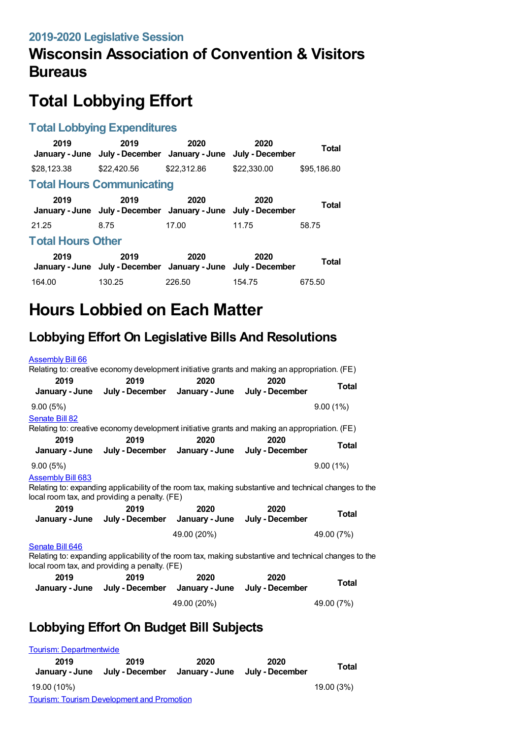### 2019-2020 Legislative Session

# Wisconsin Association of Convention & Visitors Bureaus

# Total Lobbying Effort

### Total Lobbying Expenditures

| 2019 January - June | 2019 July - December | 2020 January - June | 2020 July - December | Total |
|---|---|---|---|---|
| $28,123.38 | $22,420.56 | $22,312.86 | $22,330.00 | $95,186.80 |

### Total Hours Communicating

| 2019 January - June | 2019 July - December | 2020 January - June | 2020 July - December | Total |
|---|---|---|---|---|
| 21.25 | 8.75 | 17.00 | 11.75 | 58.75 |

### Total Hours Other

| 2019 January - June | 2019 July - December | 2020 January - June | 2020 July - December | Total |
|---|---|---|---|---|
| 164.00 | 130.25 | 226.50 | 154.75 | 675.50 |

# Hours Lobbied on Each Matter

## Lobbying Effort On Legislative Bills And Resolutions

Assembly Bill 66

Relating to: creative economy development initiative grants and making an appropriation. (FE)

| 2019 January - June | 2019 July - December | 2020 January - June | 2020 July - December | Total |
|---|---|---|---|---|
| 9.00 (5%) | | | | 9.00 (1%) |

Senate Bill 82

Relating to: creative economy development initiative grants and making an appropriation. (FE)

| 2019 January - June | 2019 July - December | 2020 January - June | 2020 July - December | Total |
|---|---|---|---|---|
| 9.00 (5%) | | | | 9.00 (1%) |

Assembly Bill 683

Relating to: expanding applicability of the room tax, making substantive and technical changes to the local room tax, and providing a penalty. (FE)

| 2019 January - June | 2019 July - December | 2020 January - June | 2020 July - December | Total |
|---|---|---|---|---|
| | | 49.00 (20%) | | 49.00 (7%) |

Senate Bill 646

Relating to: expanding applicability of the room tax, making substantive and technical changes to the local room tax, and providing a penalty. (FE)

| 2019 January - June | 2019 July - December | 2020 January - June | 2020 July - December | Total |
|---|---|---|---|---|
| | | 49.00 (20%) | | 49.00 (7%) |

## Lobbying Effort On Budget Bill Subjects

Tourism: Departmentwide

| 2019 January - June | 2019 July - December | 2020 January - June | 2020 July - December | Total |
|---|---|---|---|---|
| 19.00 (10%) | | | | 19.00 (3%) |

Tourism: Tourism Development and Promotion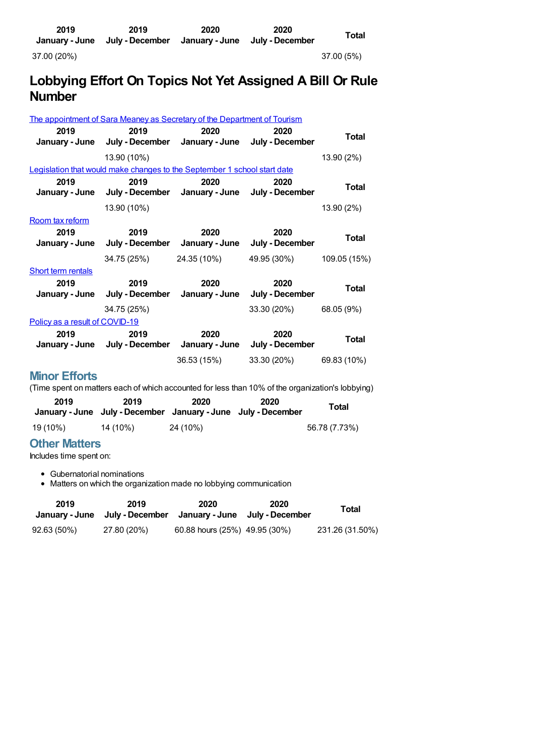| 2019 January - June | 2019 July - December | 2020 January - June | 2020 July - December | Total |
|---|---|---|---|---|
| 37.00 (20%) | | | | 37.00 (5%) |

# Lobbying Effort On Topics Not Yet Assigned A Bill Or Rule Number

The appointment of Sara Meaney as Secretary of the Department of Tourism

| 2019 January - June | 2019 July - December | 2020 January - June | 2020 July - December | Total |
|---|---|---|---|---|
| | 13.90 (10%) | | | 13.90 (2%) |

Legislation that would make changes to the September 1 school start date

| 2019 January - June | 2019 July - December | 2020 January - June | 2020 July - December | Total |
|---|---|---|---|---|
| | 13.90 (10%) | | | 13.90 (2%) |

Room tax reform

| 2019 January - June | 2019 July - December | 2020 January - June | 2020 July - December | Total |
|---|---|---|---|---|
| | 34.75 (25%) | 24.35 (10%) | 49.95 (30%) | 109.05 (15%) |

Short term rentals

| 2019 January - June | 2019 July - December | 2020 January - June | 2020 July - December | Total |
|---|---|---|---|---|
| | 34.75 (25%) | | 33.30 (20%) | 68.05 (9%) |

Policy as a result of COVID-19

| 2019 January - June | 2019 July - December | 2020 January - June | 2020 July - December | Total |
|---|---|---|---|---|
| | | 36.53 (15%) | 33.30 (20%) | 69.83 (10%) |

## Minor Efforts

(Time spent on matters each of which accounted for less than 10% of the organization's lobbying)

| 2019 January - June | 2019 July - December | 2020 January - June | 2020 July - December | Total |
|---|---|---|---|---|
| 19 (10%) | 14 (10%) | 24 (10%) | | 56.78 (7.73%) |

## Other Matters

Includes time spent on:

- Gubernatorial nominations
- Matters on which the organization made no lobbying communication

| 2019 January - June | 2019 July - December | 2020 January - June | 2020 July - December | Total |
|---|---|---|---|---|
| 92.63 (50%) | 27.80 (20%) | 60.88 hours (25%) | 49.95 (30%) | 231.26 (31.50%) |